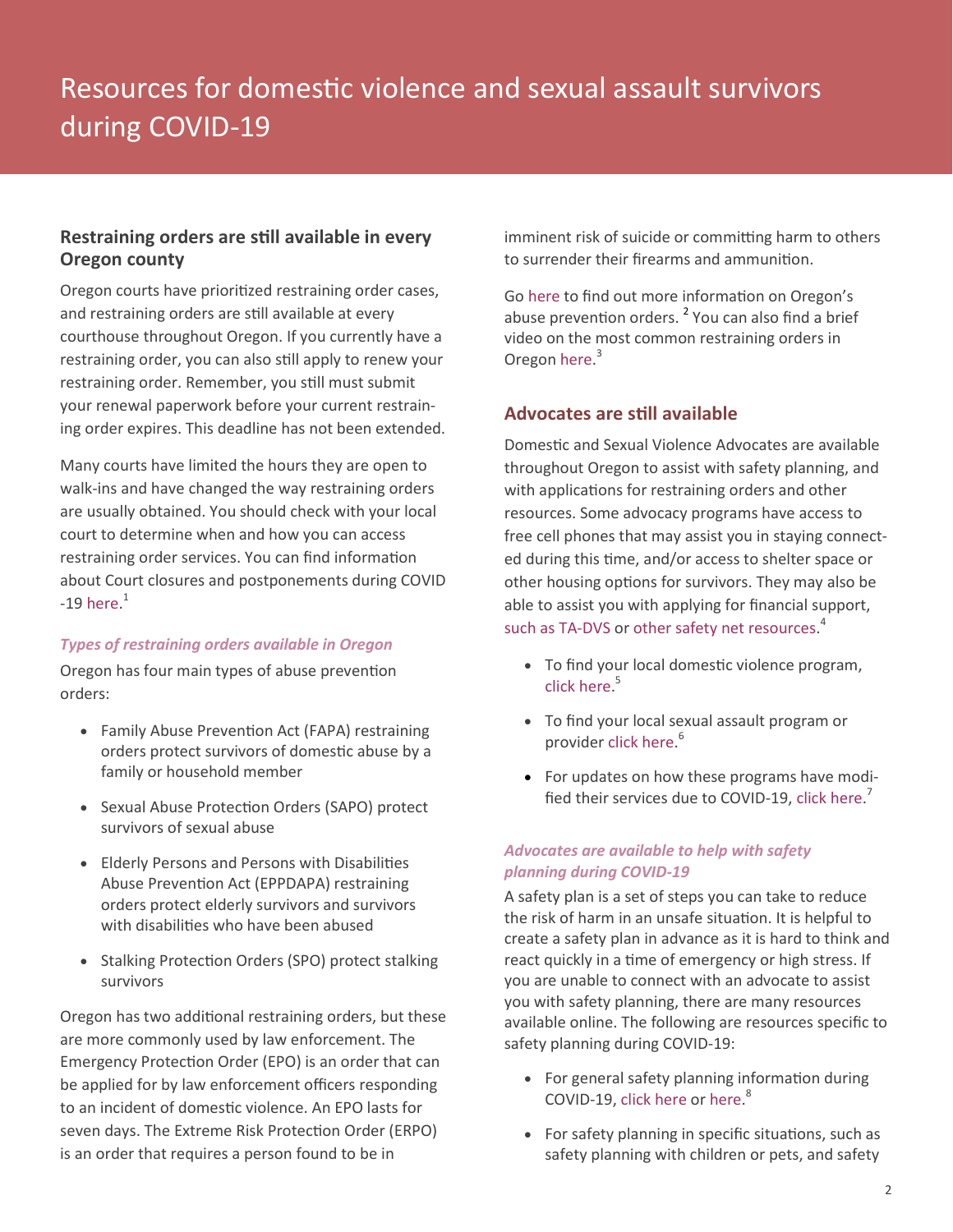# Resources for domestic violence and sexual assault survivors during COVID-19

## Restraining orders are still available in every Oregon county

Oregon courts have prioritized restraining order cases, and restraining orders are still available at every courthouse throughout Oregon. If you currently have a restraining order, you can also still apply to renew your restraining order. Remember, you still must submit your renewal paperwork before your current restraining order expires. This deadline has not been extended.

Many courts have limited the hours they are open to walk-ins and have changed the way restraining orders are usually obtained. You should check with your local court to determine when and how you can access restraining order services. You can find information about Court closures and postponements during COVID-19 here.[1]

### *Types of restraining orders available in Oregon*

Oregon has four main types of abuse prevention orders:

- Family Abuse Prevention Act (FAPA) restraining orders protect survivors of domestic abuse by a family or household member
- Sexual Abuse Protection Orders (SAPO) protect survivors of sexual abuse
- Elderly Persons and Persons with Disabilities Abuse Prevention Act (EPPDAPA) restraining orders protect elderly survivors and survivors with disabilities who have been abused
- Stalking Protection Orders (SPO) protect stalking survivors

Oregon has two additional restraining orders, but these are more commonly used by law enforcement. The Emergency Protection Order (EPO) is an order that can be applied for by law enforcement officers responding to an incident of domestic violence. An EPO lasts for seven days. The Extreme Risk Protection Order (ERPO) is an order that requires a person found to be in imminent risk of suicide or committing harm to others to surrender their firearms and ammunition.

Go here to find out more information on Oregon's abuse prevention orders. [2] You can also find a brief video on the most common restraining orders in Oregon here.[3]

## Advocates are still available

Domestic and Sexual Violence Advocates are available throughout Oregon to assist with safety planning, and with applications for restraining orders and other resources. Some advocacy programs have access to free cell phones that may assist you in staying connected during this time, and/or access to shelter space or other housing options for survivors. They may also be able to assist you with applying for financial support, such as TA-DVS or other safety net resources.[4]

- To find your local domestic violence program, click here.[5]
- To find your local sexual assault program or provider click here.[6]
- For updates on how these programs have modified their services due to COVID-19, click here.[7]

### *Advocates are available to help with safety planning during COVID-19*

A safety plan is a set of steps you can take to reduce the risk of harm in an unsafe situation. It is helpful to create a safety plan in advance as it is hard to think and react quickly in a time of emergency or high stress. If you are unable to connect with an advocate to assist you with safety planning, there are many resources available online. The following are resources specific to safety planning during COVID-19:

- For general safety planning information during COVID-19, click here or here.[8]
- For safety planning in specific situations, such as safety planning with children or pets, and safety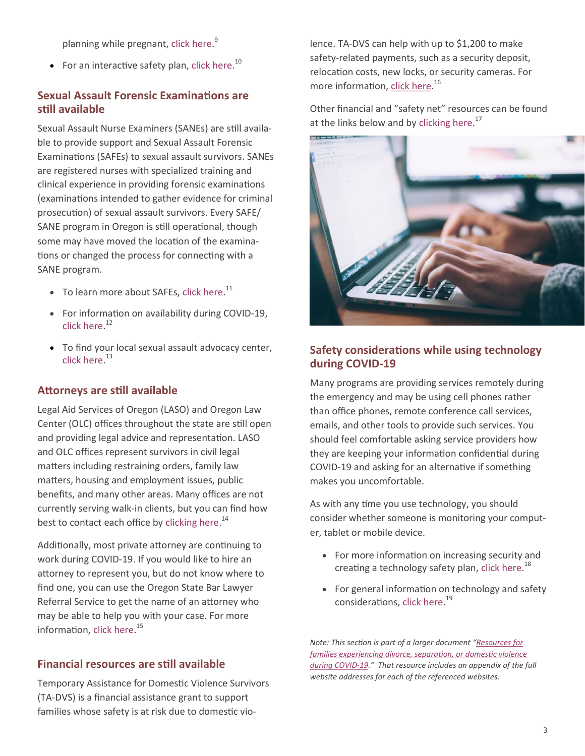planning while pregnant, click here.[9]

- For an interactive safety plan, click here.[10]

## Sexual Assault Forensic Examinations are still available

Sexual Assault Nurse Examiners (SANEs) are still available to provide support and Sexual Assault Forensic Examinations (SAFEs) to sexual assault survivors. SANEs are registered nurses with specialized training and clinical experience in providing forensic examinations (examinations intended to gather evidence for criminal prosecution) of sexual assault survivors. Every SAFE/SANE program in Oregon is still operational, though some may have moved the location of the examinations or changed the process for connecting with a SANE program.

- To learn more about SAFEs, click here.[11]
- For information on availability during COVID-19, click here.[12]
- To find your local sexual assault advocacy center, click here.[13]

## Attorneys are still available

Legal Aid Services of Oregon (LASO) and Oregon Law Center (OLC) offices throughout the state are still open and providing legal advice and representation. LASO and OLC offices represent survivors in civil legal matters including restraining orders, family law matters, housing and employment issues, public benefits, and many other areas. Many offices are not currently serving walk-in clients, but you can find how best to contact each office by clicking here.[14]

Additionally, most private attorney are continuing to work during COVID-19. If you would like to hire an attorney to represent you, but do not know where to find one, you can use the Oregon State Bar Lawyer Referral Service to get the name of an attorney who may be able to help you with your case. For more information, click here.[15]

## Financial resources are still available

Temporary Assistance for Domestic Violence Survivors (TA-DVS) is a financial assistance grant to support families whose safety is at risk due to domestic violence. TA-DVS can help with up to $1,200 to make safety-related payments, such as a security deposit, relocation costs, new locks, or security cameras. For more information, click here.[16]

Other financial and "safety net" resources can be found at the links below and by clicking here.[17]

## Safety considerations while using technology during COVID-19

Many programs are providing services remotely during the emergency and may be using cell phones rather than office phones, remote conference call services, emails, and other tools to provide such services. You should feel comfortable asking service providers how they are keeping your information confidential during COVID-19 and asking for an alternative if something makes you uncomfortable.

As with any time you use technology, you should consider whether someone is monitoring your computer, tablet or mobile device.

- For more information on increasing security and creating a technology safety plan, click here.[18]
- For general information on technology and safety considerations, click here.[19]

*Note: This section is part of a larger document "Resources for families experiencing divorce, separation, or domestic violence during COVID-19." That resource includes an appendix of the full website addresses for each of the referenced websites.*